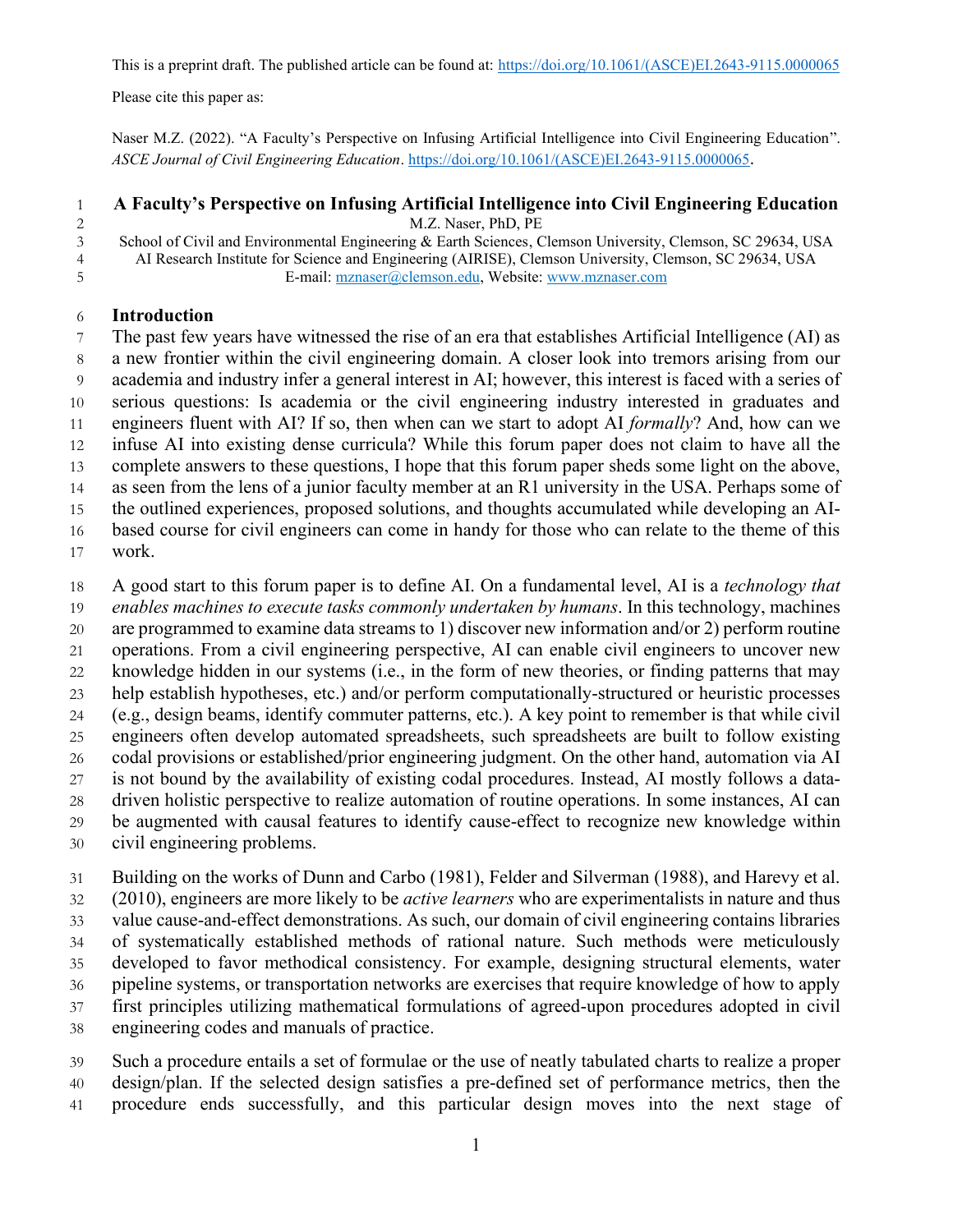This is a preprint draft. The published article can be found at: https://doi.org/10.1061/(ASCE)EI.2643-9115.0000065

Please cite this paper as:

Naser M.Z. (2022). "A Faculty's Perspective on Infusing Artificial Intelligence into Civil Engineering Education". *ASCE Journal of Civil Engineering Education*. https://doi.org/10.1061/(ASCE)EI.2643-9115.0000065.

# A Faculty's Perspective on Infusing Artificial Intelligence into Civil Engineering Education

M.Z. Naser, PhD, PE

School of Civil and Environmental Engineering & Earth Sciences, Clemson University, Clemson, SC 29634, USA

AI Research Institute for Science and Engineering (AIRISE), Clemson University, Clemson, SC 29634, USA

E-mail: mznaser@clemson.edu, Website: www.mznaser.com

## Introduction

The past few years have witnessed the rise of an era that establishes Artificial Intelligence (AI) as a new frontier within the civil engineering domain. A closer look into tremors arising from our academia and industry infer a general interest in AI; however, this interest is faced with a series of serious questions: Is academia or the civil engineering industry interested in graduates and engineers fluent with AI? If so, then when can we start to adopt AI *formally*? And, how can we infuse AI into existing dense curricula? While this forum paper does not claim to have all the complete answers to these questions, I hope that this forum paper sheds some light on the above, as seen from the lens of a junior faculty member at an R1 university in the USA. Perhaps some of the outlined experiences, proposed solutions, and thoughts accumulated while developing an AI-based course for civil engineers can come in handy for those who can relate to the theme of this work.

A good start to this forum paper is to define AI. On a fundamental level, AI is a *technology that enables machines to execute tasks commonly undertaken by humans*. In this technology, machines are programmed to examine data streams to 1) discover new information and/or 2) perform routine operations. From a civil engineering perspective, AI can enable civil engineers to uncover new knowledge hidden in our systems (i.e., in the form of new theories, or finding patterns that may help establish hypotheses, etc.) and/or perform computationally-structured or heuristic processes (e.g., design beams, identify commuter patterns, etc.). A key point to remember is that while civil engineers often develop automated spreadsheets, such spreadsheets are built to follow existing codal provisions or established/prior engineering judgment. On the other hand, automation via AI is not bound by the availability of existing codal procedures. Instead, AI mostly follows a data-driven holistic perspective to realize automation of routine operations. In some instances, AI can be augmented with causal features to identify cause-effect to recognize new knowledge within civil engineering problems.

Building on the works of Dunn and Carbo (1981), Felder and Silverman (1988), and Harevy et al. (2010), engineers are more likely to be *active learners* who are experimentalists in nature and thus value cause-and-effect demonstrations. As such, our domain of civil engineering contains libraries of systematically established methods of rational nature. Such methods were meticulously developed to favor methodical consistency. For example, designing structural elements, water pipeline systems, or transportation networks are exercises that require knowledge of how to apply first principles utilizing mathematical formulations of agreed-upon procedures adopted in civil engineering codes and manuals of practice.

Such a procedure entails a set of formulae or the use of neatly tabulated charts to realize a proper design/plan. If the selected design satisfies a pre-defined set of performance metrics, then the procedure ends successfully, and this particular design moves into the next stage of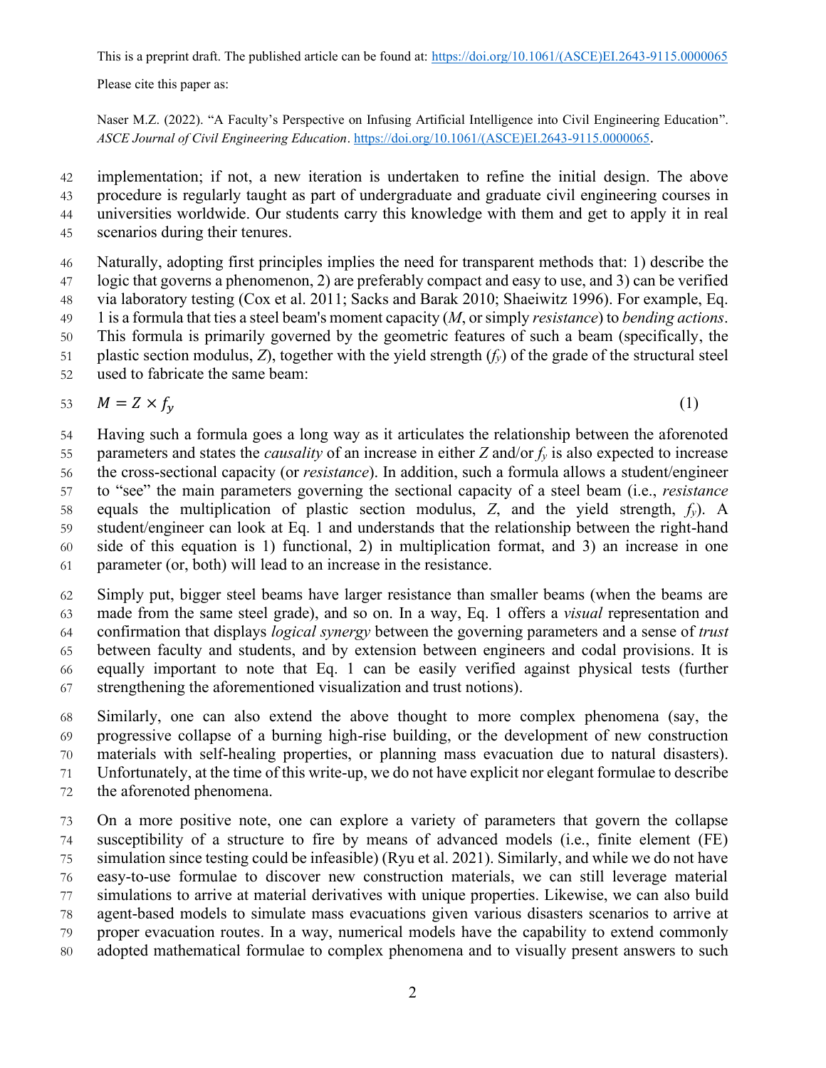implementation; if not, a new iteration is undertaken to refine the initial design. The above procedure is regularly taught as part of undergraduate and graduate civil engineering courses in universities worldwide. Our students carry this knowledge with them and get to apply it in real scenarios during their tenures.

Naturally, adopting first principles implies the need for transparent methods that: 1) describe the logic that governs a phenomenon, 2) are preferably compact and easy to use, and 3) can be verified via laboratory testing (Cox et al. 2011; Sacks and Barak 2010; Shaeiwitz 1996). For example, Eq. 1 is a formula that ties a steel beam's moment capacity ($M$, or simply *resistance*) to *bending actions*. This formula is primarily governed by the geometric features of such a beam (specifically, the plastic section modulus, $Z$), together with the yield strength ($f_y$) of the grade of the structural steel used to fabricate the same beam:

$$M = Z \times f_y \tag{1}$$

Having such a formula goes a long way as it articulates the relationship between the aforenoted parameters and states the *causality* of an increase in either $Z$ and/or $f_y$ is also expected to increase the cross-sectional capacity (or *resistance*). In addition, such a formula allows a student/engineer to "see" the main parameters governing the sectional capacity of a steel beam (i.e., *resistance* equals the multiplication of plastic section modulus, $Z$, and the yield strength, $f_y$). A student/engineer can look at Eq. 1 and understands that the relationship between the right-hand side of this equation is 1) functional, 2) in multiplication format, and 3) an increase in one parameter (or, both) will lead to an increase in the resistance.

Simply put, bigger steel beams have larger resistance than smaller beams (when the beams are made from the same steel grade), and so on. In a way, Eq. 1 offers a *visual* representation and confirmation that displays *logical synergy* between the governing parameters and a sense of *trust* between faculty and students, and by extension between engineers and codal provisions. It is equally important to note that Eq. 1 can be easily verified against physical tests (further strengthening the aforementioned visualization and trust notions).

Similarly, one can also extend the above thought to more complex phenomena (say, the progressive collapse of a burning high-rise building, or the development of new construction materials with self-healing properties, or planning mass evacuation due to natural disasters). Unfortunately, at the time of this write-up, we do not have explicit nor elegant formulae to describe the aforenoted phenomena.

On a more positive note, one can explore a variety of parameters that govern the collapse susceptibility of a structure to fire by means of advanced models (i.e., finite element (FE) simulation since testing could be infeasible) (Ryu et al. 2021). Similarly, and while we do not have easy-to-use formulae to discover new construction materials, we can still leverage material simulations to arrive at material derivatives with unique properties. Likewise, we can also build agent-based models to simulate mass evacuations given various disasters scenarios to arrive at proper evacuation routes. In a way, numerical models have the capability to extend commonly adopted mathematical formulae to complex phenomena and to visually present answers to such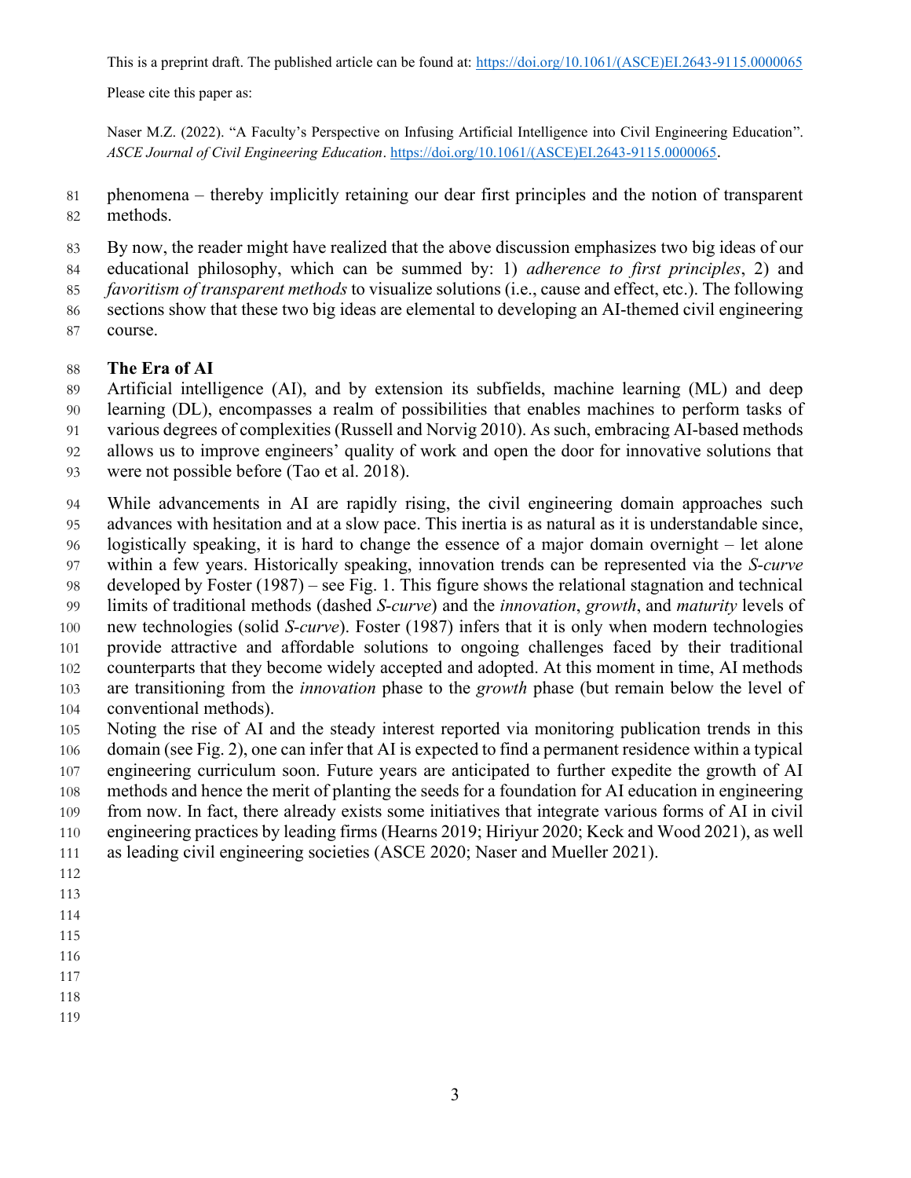phenomena – thereby implicitly retaining our dear first principles and the notion of transparent methods.

By now, the reader might have realized that the above discussion emphasizes two big ideas of our educational philosophy, which can be summed by: 1) *adherence to first principles*, 2) and *favoritism of transparent methods* to visualize solutions (i.e., cause and effect, etc.). The following sections show that these two big ideas are elemental to developing an AI-themed civil engineering course.

## The Era of AI

Artificial intelligence (AI), and by extension its subfields, machine learning (ML) and deep learning (DL), encompasses a realm of possibilities that enables machines to perform tasks of various degrees of complexities (Russell and Norvig 2010). As such, embracing AI-based methods allows us to improve engineers' quality of work and open the door for innovative solutions that were not possible before (Tao et al. 2018).

While advancements in AI are rapidly rising, the civil engineering domain approaches such advances with hesitation and at a slow pace. This inertia is as natural as it is understandable since, logistically speaking, it is hard to change the essence of a major domain overnight – let alone within a few years. Historically speaking, innovation trends can be represented via the *S-curve* developed by Foster (1987) – see Fig. 1. This figure shows the relational stagnation and technical limits of traditional methods (dashed *S-curve*) and the *innovation*, *growth*, and *maturity* levels of new technologies (solid *S-curve*). Foster (1987) infers that it is only when modern technologies provide attractive and affordable solutions to ongoing challenges faced by their traditional counterparts that they become widely accepted and adopted. At this moment in time, AI methods are transitioning from the *innovation* phase to the *growth* phase (but remain below the level of conventional methods).

Noting the rise of AI and the steady interest reported via monitoring publication trends in this domain (see Fig. 2), one can infer that AI is expected to find a permanent residence within a typical engineering curriculum soon. Future years are anticipated to further expedite the growth of AI methods and hence the merit of planting the seeds for a foundation for AI education in engineering from now. In fact, there already exists some initiatives that integrate various forms of AI in civil engineering practices by leading firms (Hearns 2019; Hiriyur 2020; Keck and Wood 2021), as well as leading civil engineering societies (ASCE 2020; Naser and Mueller 2021).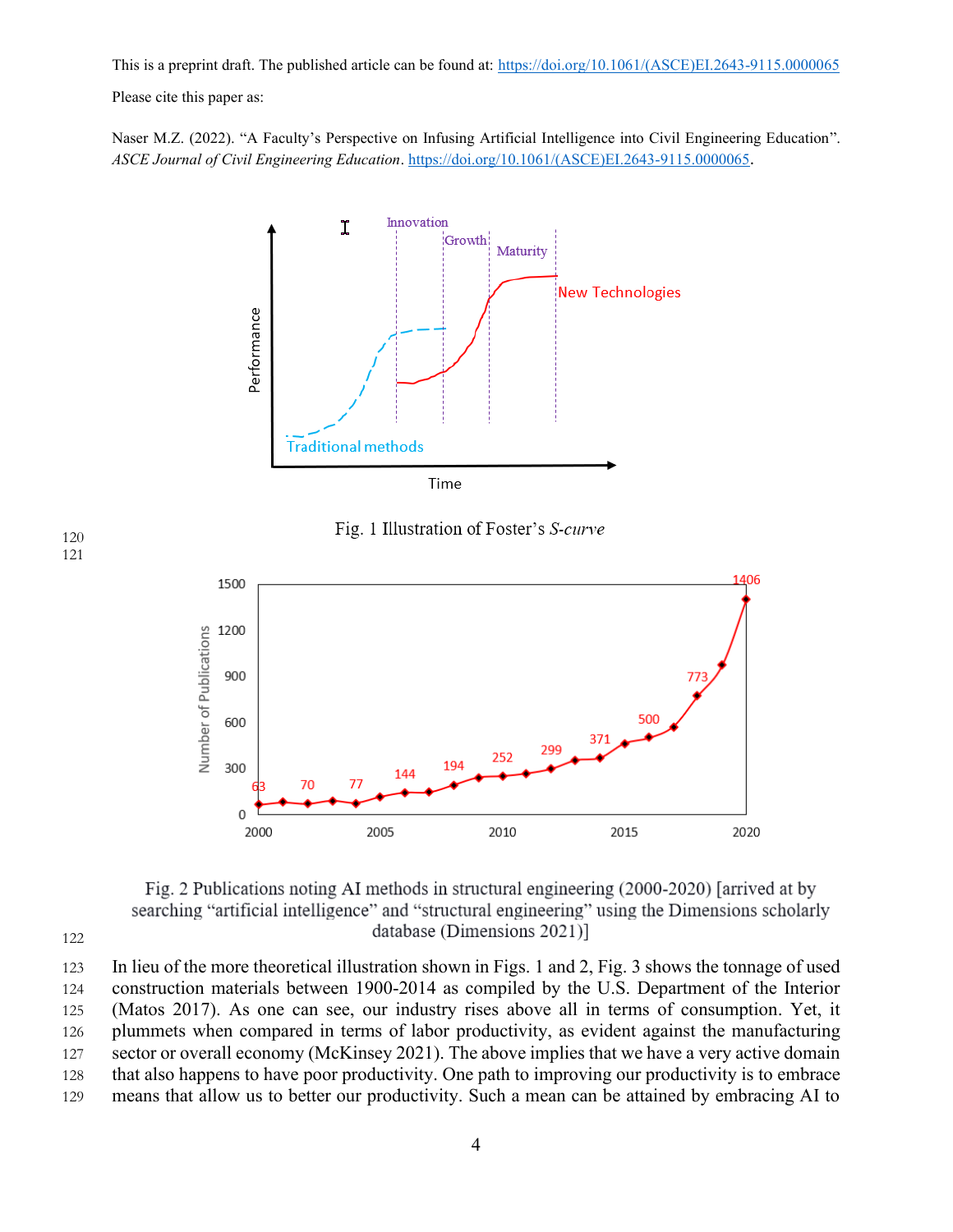This is a preprint draft. The published article can be found at: https://doi.org/10.1061/(ASCE)EI.2643-9115.0000065

Please cite this paper as:

Naser M.Z. (2022). "A Faculty's Perspective on Infusing Artificial Intelligence into Civil Engineering Education". *ASCE Journal of Civil Engineering Education*. https://doi.org/10.1061/(ASCE)EI.2643-9115.0000065.

Fig. 1 Illustration of Foster's *S-curve*

Fig. 2 Publications noting AI methods in structural engineering (2000-2020) [arrived at by searching "artificial intelligence" and "structural engineering" using the Dimensions scholarly database (Dimensions 2021)]

In lieu of the more theoretical illustration shown in Figs. 1 and 2, Fig. 3 shows the tonnage of used construction materials between 1900-2014 as compiled by the U.S. Department of the Interior (Matos 2017). As one can see, our industry rises above all in terms of consumption. Yet, it plummets when compared in terms of labor productivity, as evident against the manufacturing sector or overall economy (McKinsey 2021). The above implies that we have a very active domain that also happens to have poor productivity. One path to improving our productivity is to embrace means that allow us to better our productivity. Such a mean can be attained by embracing AI to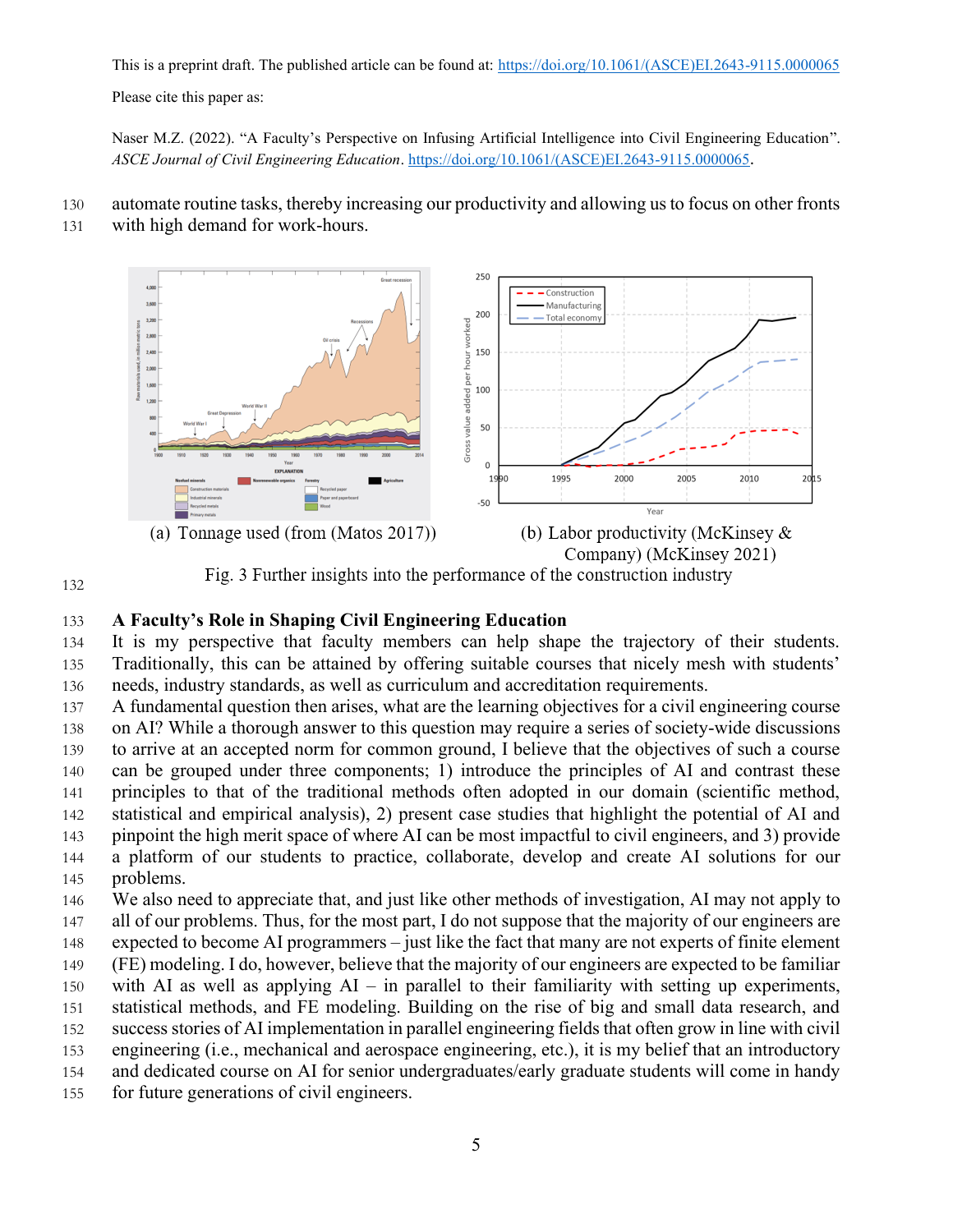automate routine tasks, thereby increasing our productivity and allowing us to focus on other fronts with high demand for work-hours.

(a) Tonnage used (from (Matos 2017))

(b) Labor productivity (McKinsey & Company) (McKinsey 2021)

Fig. 3 Further insights into the performance of the construction industry

## A Faculty's Role in Shaping Civil Engineering Education

It is my perspective that faculty members can help shape the trajectory of their students. Traditionally, this can be attained by offering suitable courses that nicely mesh with students' needs, industry standards, as well as curriculum and accreditation requirements.

A fundamental question then arises, what are the learning objectives for a civil engineering course on AI? While a thorough answer to this question may require a series of society-wide discussions to arrive at an accepted norm for common ground, I believe that the objectives of such a course can be grouped under three components; 1) introduce the principles of AI and contrast these principles to that of the traditional methods often adopted in our domain (scientific method, statistical and empirical analysis), 2) present case studies that highlight the potential of AI and pinpoint the high merit space of where AI can be most impactful to civil engineers, and 3) provide a platform of our students to practice, collaborate, develop and create AI solutions for our problems.

We also need to appreciate that, and just like other methods of investigation, AI may not apply to all of our problems. Thus, for the most part, I do not suppose that the majority of our engineers are expected to become AI programmers – just like the fact that many are not experts of finite element (FE) modeling. I do, however, believe that the majority of our engineers are expected to be familiar with AI as well as applying AI – in parallel to their familiarity with setting up experiments, statistical methods, and FE modeling. Building on the rise of big and small data research, and success stories of AI implementation in parallel engineering fields that often grow in line with civil engineering (i.e., mechanical and aerospace engineering, etc.), it is my belief that an introductory and dedicated course on AI for senior undergraduates/early graduate students will come in handy for future generations of civil engineers.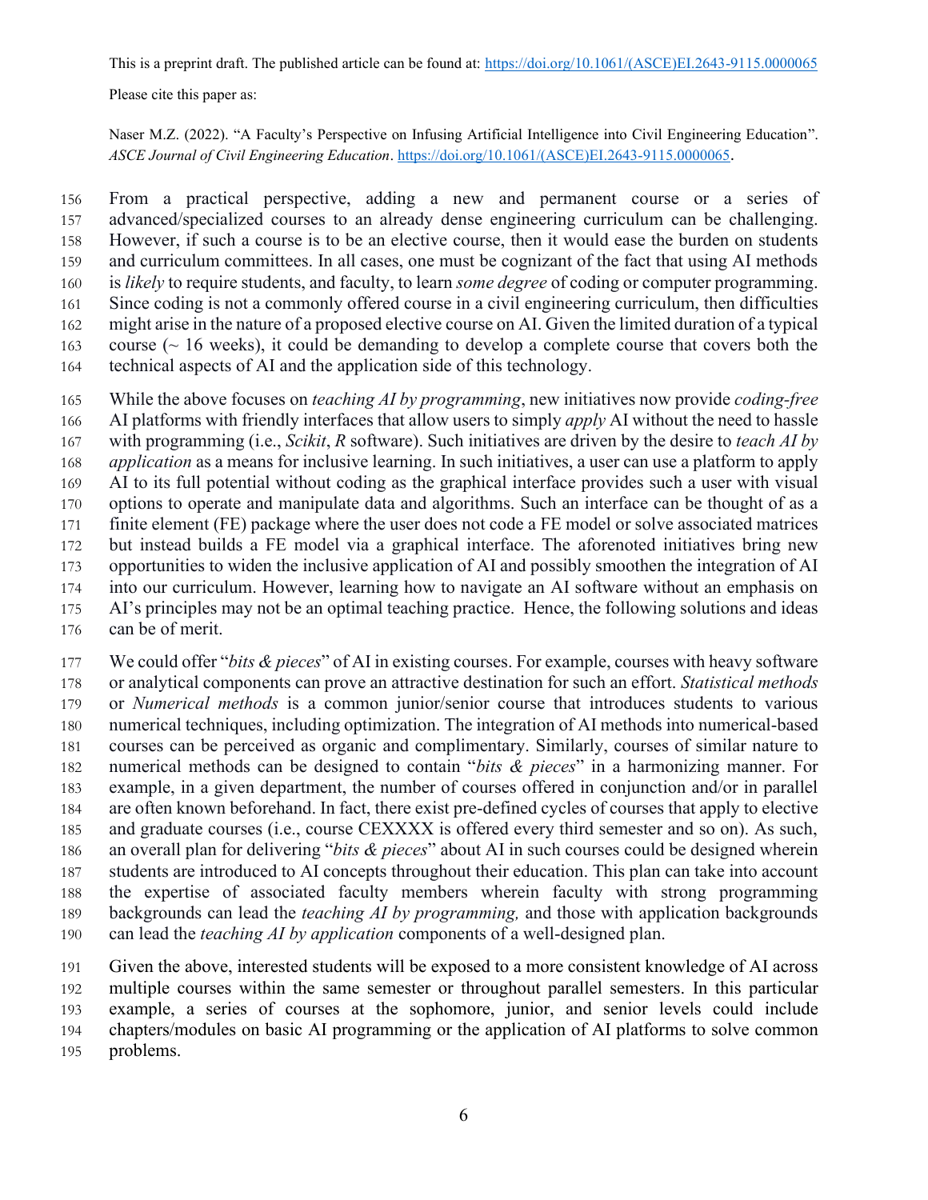From a practical perspective, adding a new and permanent course or a series of advanced/specialized courses to an already dense engineering curriculum can be challenging. However, if such a course is to be an elective course, then it would ease the burden on students and curriculum committees. In all cases, one must be cognizant of the fact that using AI methods is *likely* to require students, and faculty, to learn *some degree* of coding or computer programming. Since coding is not a commonly offered course in a civil engineering curriculum, then difficulties might arise in the nature of a proposed elective course on AI. Given the limited duration of a typical course (~ 16 weeks), it could be demanding to develop a complete course that covers both the technical aspects of AI and the application side of this technology.

While the above focuses on *teaching AI by programming*, new initiatives now provide *coding-free* AI platforms with friendly interfaces that allow users to simply *apply* AI without the need to hassle with programming (i.e., *Scikit*, *R* software). Such initiatives are driven by the desire to *teach AI by application* as a means for inclusive learning. In such initiatives, a user can use a platform to apply AI to its full potential without coding as the graphical interface provides such a user with visual options to operate and manipulate data and algorithms. Such an interface can be thought of as a finite element (FE) package where the user does not code a FE model or solve associated matrices but instead builds a FE model via a graphical interface. The aforenoted initiatives bring new opportunities to widen the inclusive application of AI and possibly smoothen the integration of AI into our curriculum. However, learning how to navigate an AI software without an emphasis on AI's principles may not be an optimal teaching practice. Hence, the following solutions and ideas can be of merit.

We could offer "*bits & pieces*" of AI in existing courses. For example, courses with heavy software or analytical components can prove an attractive destination for such an effort. *Statistical methods* or *Numerical methods* is a common junior/senior course that introduces students to various numerical techniques, including optimization. The integration of AI methods into numerical-based courses can be perceived as organic and complimentary. Similarly, courses of similar nature to numerical methods can be designed to contain "*bits & pieces*" in a harmonizing manner. For example, in a given department, the number of courses offered in conjunction and/or in parallel are often known beforehand. In fact, there exist pre-defined cycles of courses that apply to elective and graduate courses (i.e., course CEXXXX is offered every third semester and so on). As such, an overall plan for delivering "*bits & pieces*" about AI in such courses could be designed wherein students are introduced to AI concepts throughout their education. This plan can take into account the expertise of associated faculty members wherein faculty with strong programming backgrounds can lead the *teaching AI by programming,* and those with application backgrounds can lead the *teaching AI by application* components of a well-designed plan.

Given the above, interested students will be exposed to a more consistent knowledge of AI across multiple courses within the same semester or throughout parallel semesters. In this particular example, a series of courses at the sophomore, junior, and senior levels could include chapters/modules on basic AI programming or the application of AI platforms to solve common problems.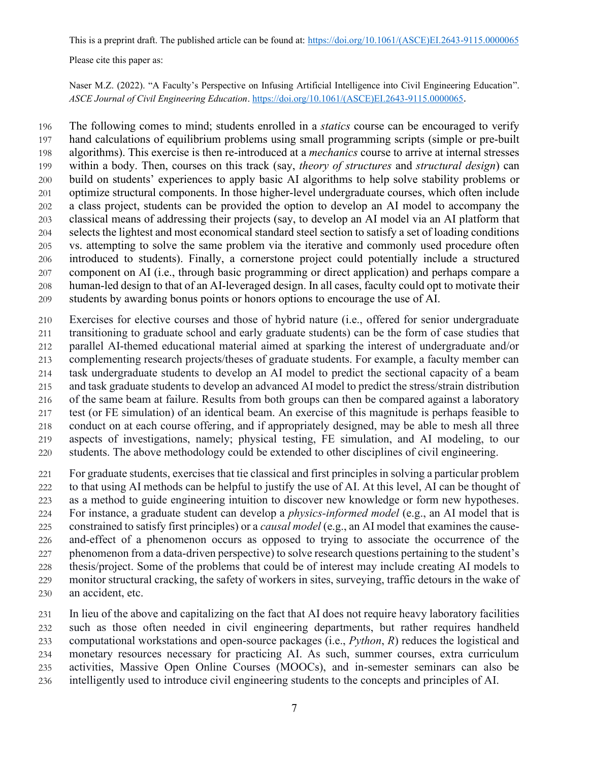The following comes to mind; students enrolled in a *statics* course can be encouraged to verify hand calculations of equilibrium problems using small programming scripts (simple or pre-built algorithms). This exercise is then re-introduced at a *mechanics* course to arrive at internal stresses within a body. Then, courses on this track (say, *theory of structures* and *structural design*) can build on students' experiences to apply basic AI algorithms to help solve stability problems or optimize structural components. In those higher-level undergraduate courses, which often include a class project, students can be provided the option to develop an AI model to accompany the classical means of addressing their projects (say, to develop an AI model via an AI platform that selects the lightest and most economical standard steel section to satisfy a set of loading conditions vs. attempting to solve the same problem via the iterative and commonly used procedure often introduced to students). Finally, a cornerstone project could potentially include a structured component on AI (i.e., through basic programming or direct application) and perhaps compare a human-led design to that of an AI-leveraged design. In all cases, faculty could opt to motivate their students by awarding bonus points or honors options to encourage the use of AI.

Exercises for elective courses and those of hybrid nature (i.e., offered for senior undergraduate transitioning to graduate school and early graduate students) can be the form of case studies that parallel AI-themed educational material aimed at sparking the interest of undergraduate and/or complementing research projects/theses of graduate students. For example, a faculty member can task undergraduate students to develop an AI model to predict the sectional capacity of a beam and task graduate students to develop an advanced AI model to predict the stress/strain distribution of the same beam at failure. Results from both groups can then be compared against a laboratory test (or FE simulation) of an identical beam. An exercise of this magnitude is perhaps feasible to conduct on at each course offering, and if appropriately designed, may be able to mesh all three aspects of investigations, namely; physical testing, FE simulation, and AI modeling, to our students. The above methodology could be extended to other disciplines of civil engineering.

For graduate students, exercises that tie classical and first principles in solving a particular problem to that using AI methods can be helpful to justify the use of AI. At this level, AI can be thought of as a method to guide engineering intuition to discover new knowledge or form new hypotheses. For instance, a graduate student can develop a *physics-informed model* (e.g., an AI model that is constrained to satisfy first principles) or a *causal model* (e.g., an AI model that examines the cause-and-effect of a phenomenon occurs as opposed to trying to associate the occurrence of the phenomenon from a data-driven perspective) to solve research questions pertaining to the student's thesis/project. Some of the problems that could be of interest may include creating AI models to monitor structural cracking, the safety of workers in sites, surveying, traffic detours in the wake of an accident, etc.

In lieu of the above and capitalizing on the fact that AI does not require heavy laboratory facilities such as those often needed in civil engineering departments, but rather requires handheld computational workstations and open-source packages (i.e., *Python*, *R*) reduces the logistical and monetary resources necessary for practicing AI. As such, summer courses, extra curriculum activities, Massive Open Online Courses (MOOCs), and in-semester seminars can also be intelligently used to introduce civil engineering students to the concepts and principles of AI.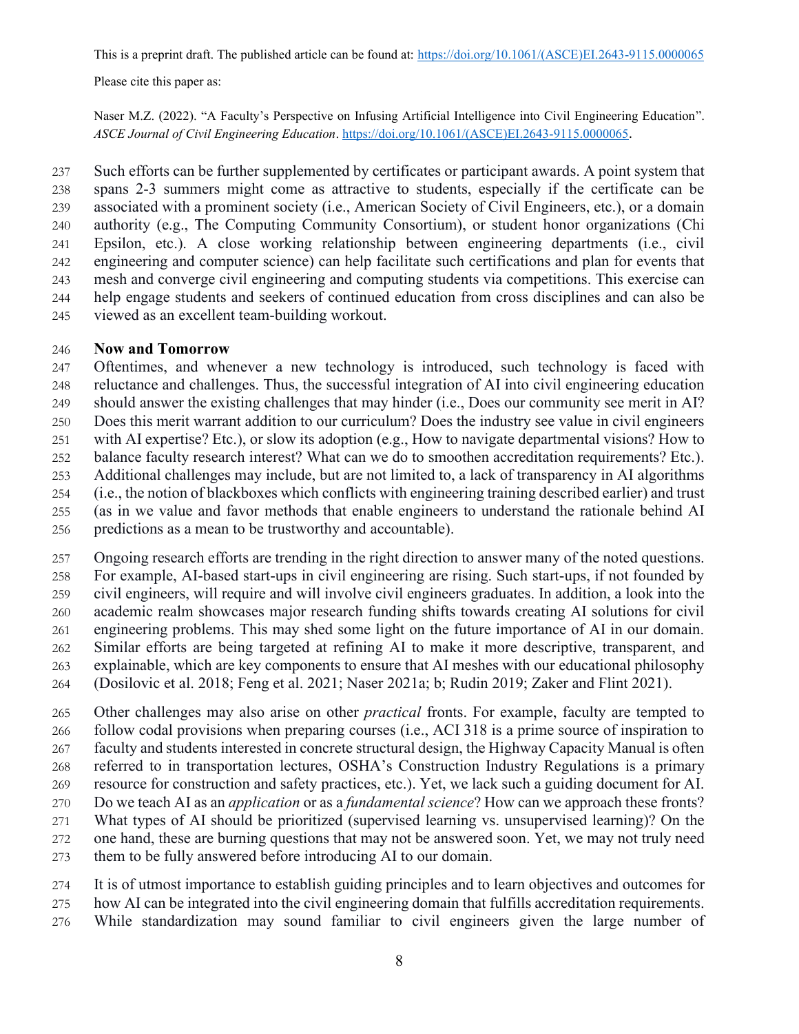Such efforts can be further supplemented by certificates or participant awards. A point system that spans 2-3 summers might come as attractive to students, especially if the certificate can be associated with a prominent society (i.e., American Society of Civil Engineers, etc.), or a domain authority (e.g., The Computing Community Consortium), or student honor organizations (Chi Epsilon, etc.). A close working relationship between engineering departments (i.e., civil engineering and computer science) can help facilitate such certifications and plan for events that mesh and converge civil engineering and computing students via competitions. This exercise can help engage students and seekers of continued education from cross disciplines and can also be viewed as an excellent team-building workout.

## Now and Tomorrow

Oftentimes, and whenever a new technology is introduced, such technology is faced with reluctance and challenges. Thus, the successful integration of AI into civil engineering education should answer the existing challenges that may hinder (i.e., Does our community see merit in AI? Does this merit warrant addition to our curriculum? Does the industry see value in civil engineers with AI expertise? Etc.), or slow its adoption (e.g., How to navigate departmental visions? How to balance faculty research interest? What can we do to smoothen accreditation requirements? Etc.). Additional challenges may include, but are not limited to, a lack of transparency in AI algorithms (i.e., the notion of blackboxes which conflicts with engineering training described earlier) and trust (as in we value and favor methods that enable engineers to understand the rationale behind AI predictions as a mean to be trustworthy and accountable).

Ongoing research efforts are trending in the right direction to answer many of the noted questions. For example, AI-based start-ups in civil engineering are rising. Such start-ups, if not founded by civil engineers, will require and will involve civil engineers graduates. In addition, a look into the academic realm showcases major research funding shifts towards creating AI solutions for civil engineering problems. This may shed some light on the future importance of AI in our domain. Similar efforts are being targeted at refining AI to make it more descriptive, transparent, and explainable, which are key components to ensure that AI meshes with our educational philosophy (Dosilovic et al. 2018; Feng et al. 2021; Naser 2021a; b; Rudin 2019; Zaker and Flint 2021).

Other challenges may also arise on other *practical* fronts. For example, faculty are tempted to follow codal provisions when preparing courses (i.e., ACI 318 is a prime source of inspiration to faculty and students interested in concrete structural design, the Highway Capacity Manual is often referred to in transportation lectures, OSHA's Construction Industry Regulations is a primary resource for construction and safety practices, etc.). Yet, we lack such a guiding document for AI. Do we teach AI as an *application* or as a *fundamental science*? How can we approach these fronts? What types of AI should be prioritized (supervised learning vs. unsupervised learning)? On the one hand, these are burning questions that may not be answered soon. Yet, we may not truly need them to be fully answered before introducing AI to our domain.

It is of utmost importance to establish guiding principles and to learn objectives and outcomes for how AI can be integrated into the civil engineering domain that fulfills accreditation requirements. While standardization may sound familiar to civil engineers given the large number of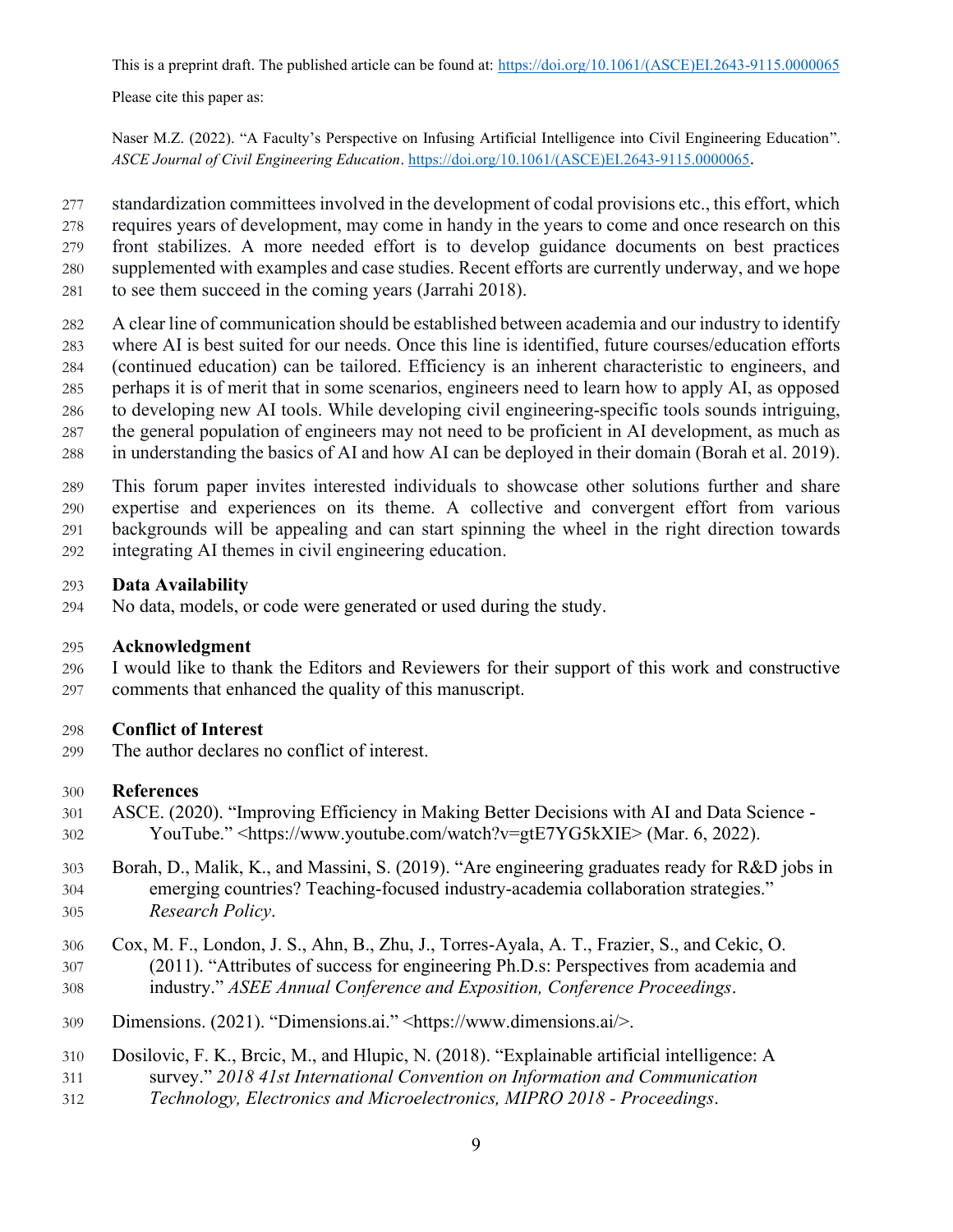standardization committees involved in the development of codal provisions etc., this effort, which requires years of development, may come in handy in the years to come and once research on this front stabilizes. A more needed effort is to develop guidance documents on best practices supplemented with examples and case studies. Recent efforts are currently underway, and we hope to see them succeed in the coming years (Jarrahi 2018).

A clear line of communication should be established between academia and our industry to identify where AI is best suited for our needs. Once this line is identified, future courses/education efforts (continued education) can be tailored. Efficiency is an inherent characteristic to engineers, and perhaps it is of merit that in some scenarios, engineers need to learn how to apply AI, as opposed to developing new AI tools. While developing civil engineering-specific tools sounds intriguing, the general population of engineers may not need to be proficient in AI development, as much as in understanding the basics of AI and how AI can be deployed in their domain (Borah et al. 2019).

This forum paper invites interested individuals to showcase other solutions further and share expertise and experiences on its theme. A collective and convergent effort from various backgrounds will be appealing and can start spinning the wheel in the right direction towards integrating AI themes in civil engineering education.

## Data Availability

No data, models, or code were generated or used during the study.

## Acknowledgment

I would like to thank the Editors and Reviewers for their support of this work and constructive comments that enhanced the quality of this manuscript.

## Conflict of Interest

The author declares no conflict of interest.

## References

ASCE. (2020). "Improving Efficiency in Making Better Decisions with AI and Data Science - YouTube." <https://www.youtube.com/watch?v=gtE7YG5kXIE> (Mar. 6, 2022).

Borah, D., Malik, K., and Massini, S. (2019). "Are engineering graduates ready for R&D jobs in emerging countries? Teaching-focused industry-academia collaboration strategies." *Research Policy*.

Cox, M. F., London, J. S., Ahn, B., Zhu, J., Torres-Ayala, A. T., Frazier, S., and Cekic, O. (2011). "Attributes of success for engineering Ph.D.s: Perspectives from academia and industry." *ASEE Annual Conference and Exposition, Conference Proceedings*.

Dimensions. (2021). "Dimensions.ai." <https://www.dimensions.ai/>.

Dosilovic, F. K., Brcic, M., and Hlupic, N. (2018). "Explainable artificial intelligence: A survey." *2018 41st International Convention on Information and Communication Technology, Electronics and Microelectronics, MIPRO 2018 - Proceedings*.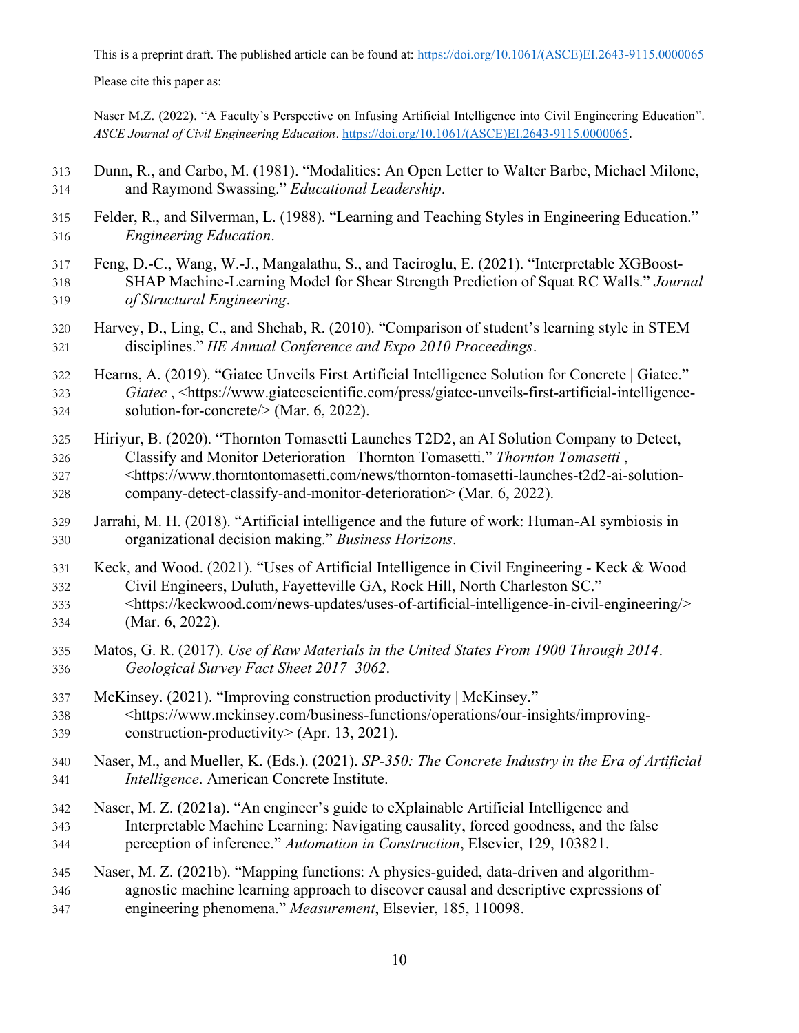Dunn, R., and Carbo, M. (1981). "Modalities: An Open Letter to Walter Barbe, Michael Milone, and Raymond Swassing." *Educational Leadership*.

Felder, R., and Silverman, L. (1988). "Learning and Teaching Styles in Engineering Education." *Engineering Education*.

Feng, D.-C., Wang, W.-J., Mangalathu, S., and Taciroglu, E. (2021). "Interpretable XGBoost-SHAP Machine-Learning Model for Shear Strength Prediction of Squat RC Walls." *Journal of Structural Engineering*.

Harvey, D., Ling, C., and Shehab, R. (2010). "Comparison of student's learning style in STEM disciplines." *IIE Annual Conference and Expo 2010 Proceedings*.

Hearns, A. (2019). "Giatec Unveils First Artificial Intelligence Solution for Concrete | Giatec." *Giatec* , <https://www.giatecscientific.com/press/giatec-unveils-first-artificial-intelligence-solution-for-concrete/> (Mar. 6, 2022).

Hiriyur, B. (2020). "Thornton Tomasetti Launches T2D2, an AI Solution Company to Detect, Classify and Monitor Deterioration | Thornton Tomasetti." *Thornton Tomasetti* , <https://www.thorntontomasetti.com/news/thornton-tomasetti-launches-t2d2-ai-solution-company-detect-classify-and-monitor-deterioration> (Mar. 6, 2022).

Jarrahi, M. H. (2018). "Artificial intelligence and the future of work: Human-AI symbiosis in organizational decision making." *Business Horizons*.

Keck, and Wood. (2021). "Uses of Artificial Intelligence in Civil Engineering - Keck & Wood Civil Engineers, Duluth, Fayetteville GA, Rock Hill, North Charleston SC." <https://keckwood.com/news-updates/uses-of-artificial-intelligence-in-civil-engineering/> (Mar. 6, 2022).

Matos, G. R. (2017). *Use of Raw Materials in the United States From 1900 Through 2014*. *Geological Survey Fact Sheet 2017–3062*.

McKinsey. (2021). "Improving construction productivity | McKinsey." <https://www.mckinsey.com/business-functions/operations/our-insights/improving-construction-productivity> (Apr. 13, 2021).

Naser, M., and Mueller, K. (Eds.). (2021). *SP-350: The Concrete Industry in the Era of Artificial Intelligence*. American Concrete Institute.

Naser, M. Z. (2021a). "An engineer's guide to eXplainable Artificial Intelligence and Interpretable Machine Learning: Navigating causality, forced goodness, and the false perception of inference." *Automation in Construction*, Elsevier, 129, 103821.

Naser, M. Z. (2021b). "Mapping functions: A physics-guided, data-driven and algorithm-agnostic machine learning approach to discover causal and descriptive expressions of engineering phenomena." *Measurement*, Elsevier, 185, 110098.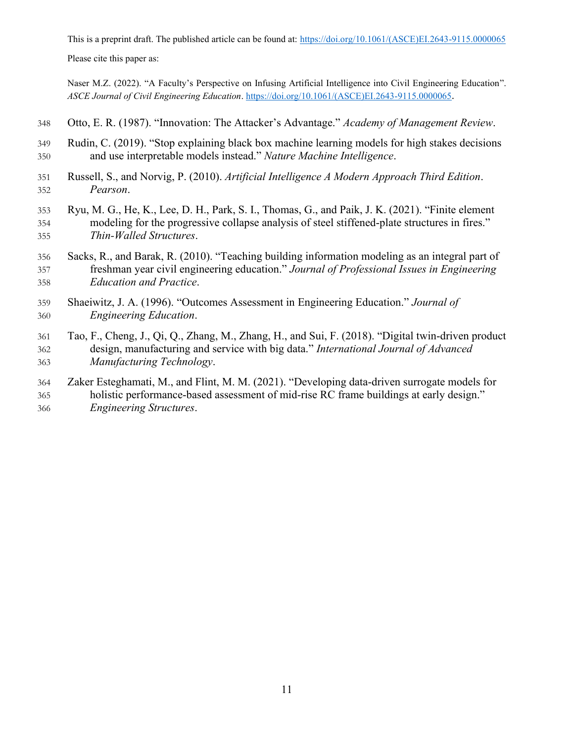Otto, E. R. (1987). "Innovation: The Attacker's Advantage." *Academy of Management Review*.

Rudin, C. (2019). "Stop explaining black box machine learning models for high stakes decisions and use interpretable models instead." *Nature Machine Intelligence*.

Russell, S., and Norvig, P. (2010). *Artificial Intelligence A Modern Approach Third Edition*. *Pearson*.

Ryu, M. G., He, K., Lee, D. H., Park, S. I., Thomas, G., and Paik, J. K. (2021). "Finite element modeling for the progressive collapse analysis of steel stiffened-plate structures in fires." *Thin-Walled Structures*.

Sacks, R., and Barak, R. (2010). "Teaching building information modeling as an integral part of freshman year civil engineering education." *Journal of Professional Issues in Engineering Education and Practice*.

Shaeiwitz, J. A. (1996). "Outcomes Assessment in Engineering Education." *Journal of Engineering Education*.

Tao, F., Cheng, J., Qi, Q., Zhang, M., Zhang, H., and Sui, F. (2018). "Digital twin-driven product design, manufacturing and service with big data." *International Journal of Advanced Manufacturing Technology*.

Zaker Esteghamati, M., and Flint, M. M. (2021). "Developing data-driven surrogate models for holistic performance-based assessment of mid-rise RC frame buildings at early design." *Engineering Structures*.